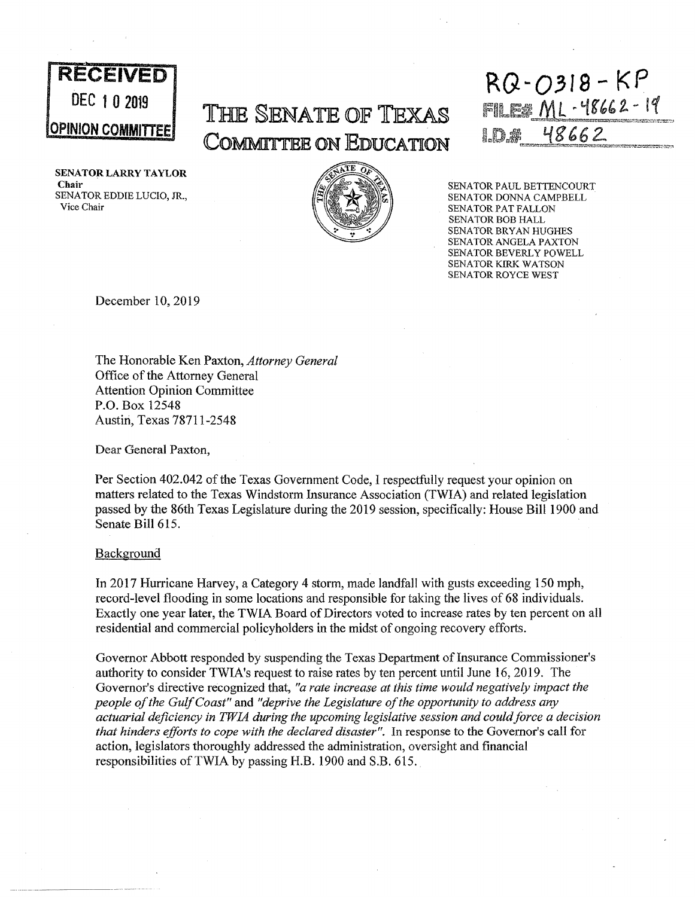**RECEIVED**
DEC 1 0 2019
**OPINION COMMITTEE**

# THE SENATE OF TEXAS
# COMMITTEE ON EDUCATION

RQ-0318-KP
FILE# ML-48662-19
I.D.# 48662

**SENATOR LARRY TAYLOR**
**Chair**
SENATOR EDDIE LUCIO, JR.,
Vice Chair

SENATOR PAUL BETTENCOURT
SENATOR DONNA CAMPBELL
SENATOR PAT FALLON
SENATOR BOB HALL
SENATOR BRYAN HUGHES
SENATOR ANGELA PAXTON
SENATOR BEVERLY POWELL
SENATOR KIRK WATSON
SENATOR ROYCE WEST

December 10, 2019

The Honorable Ken Paxton, *Attorney General*
Office of the Attorney General
Attention Opinion Committee
P.O. Box 12548
Austin, Texas 78711-2548

Dear General Paxton,

Per Section 402.042 of the Texas Government Code, I respectfully request your opinion on matters related to the Texas Windstorm Insurance Association (TWIA) and related legislation passed by the 86th Texas Legislature during the 2019 session, specifically: House Bill 1900 and Senate Bill 615.

Background

In 2017 Hurricane Harvey, a Category 4 storm, made landfall with gusts exceeding 150 mph, record-level flooding in some locations and responsible for taking the lives of 68 individuals. Exactly one year later, the TWIA Board of Directors voted to increase rates by ten percent on all residential and commercial policyholders in the midst of ongoing recovery efforts.

Governor Abbott responded by suspending the Texas Department of Insurance Commissioner's authority to consider TWIA's request to raise rates by ten percent until June 16, 2019. The Governor's directive recognized that, *"a rate increase at this time would negatively impact the people of the Gulf Coast"* and *"deprive the Legislature of the opportunity to address any actuarial deficiency in TWIA during the upcoming legislative session and could force a decision that hinders efforts to cope with the declared disaster"*. In response to the Governor's call for action, legislators thoroughly addressed the administration, oversight and financial responsibilities of TWIA by passing H.B. 1900 and S.B. 615.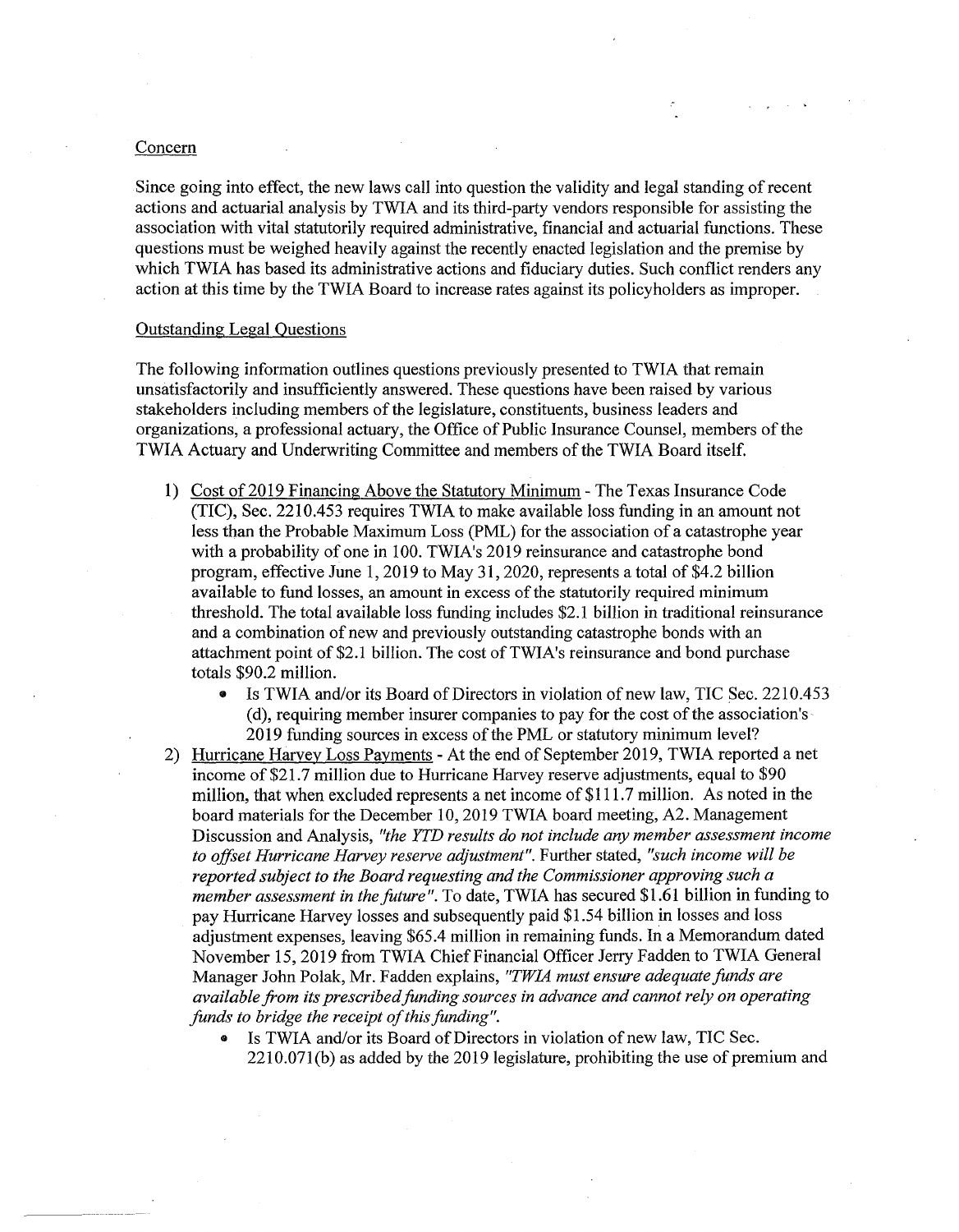Concern

Since going into effect, the new laws call into question the validity and legal standing of recent actions and actuarial analysis by TWIA and its third-party vendors responsible for assisting the association with vital statutorily required administrative, financial and actuarial functions. These questions must be weighed heavily against the recently enacted legislation and the premise by which TWIA has based its administrative actions and fiduciary duties. Such conflict renders any action at this time by the TWIA Board to increase rates against its policyholders as improper.

Outstanding Legal Questions

The following information outlines questions previously presented to TWIA that remain unsatisfactorily and insufficiently answered. These questions have been raised by various stakeholders including members of the legislature, constituents, business leaders and organizations, a professional actuary, the Office of Public Insurance Counsel, members of the TWIA Actuary and Underwriting Committee and members of the TWIA Board itself.

1) Cost of 2019 Financing Above the Statutory Minimum - The Texas Insurance Code (TIC), Sec. 2210.453 requires TWIA to make available loss funding in an amount not less than the Probable Maximum Loss (PML) for the association of a catastrophe year with a probability of one in 100. TWIA's 2019 reinsurance and catastrophe bond program, effective June 1, 2019 to May 31, 2020, represents a total of $4.2 billion available to fund losses, an amount in excess of the statutorily required minimum threshold. The total available loss funding includes $2.1 billion in traditional reinsurance and a combination of new and previously outstanding catastrophe bonds with an attachment point of $2.1 billion. The cost of TWIA's reinsurance and bond purchase totals $90.2 million.
   - Is TWIA and/or its Board of Directors in violation of new law, TIC Sec. 2210.453 (d), requiring member insurer companies to pay for the cost of the association's 2019 funding sources in excess of the PML or statutory minimum level?
2) Hurricane Harvey Loss Payments - At the end of September 2019, TWIA reported a net income of $21.7 million due to Hurricane Harvey reserve adjustments, equal to $90 million, that when excluded represents a net income of $111.7 million. As noted in the board materials for the December 10, 2019 TWIA board meeting, A2. Management Discussion and Analysis, *"the YTD results do not include any member assessment income to offset Hurricane Harvey reserve adjustment"*. Further stated, *"such income will be reported subject to the Board requesting and the Commissioner approving such a member assessment in the future"*. To date, TWIA has secured $1.61 billion in funding to pay Hurricane Harvey losses and subsequently paid $1.54 billion in losses and loss adjustment expenses, leaving $65.4 million in remaining funds. In a Memorandum dated November 15, 2019 from TWIA Chief Financial Officer Jerry Fadden to TWIA General Manager John Polak, Mr. Fadden explains, *"TWIA must ensure adequate funds are available from its prescribed funding sources in advance and cannot rely on operating funds to bridge the receipt of this funding"*.
   - Is TWIA and/or its Board of Directors in violation of new law, TIC Sec. 2210.071(b) as added by the 2019 legislature, prohibiting the use of premium and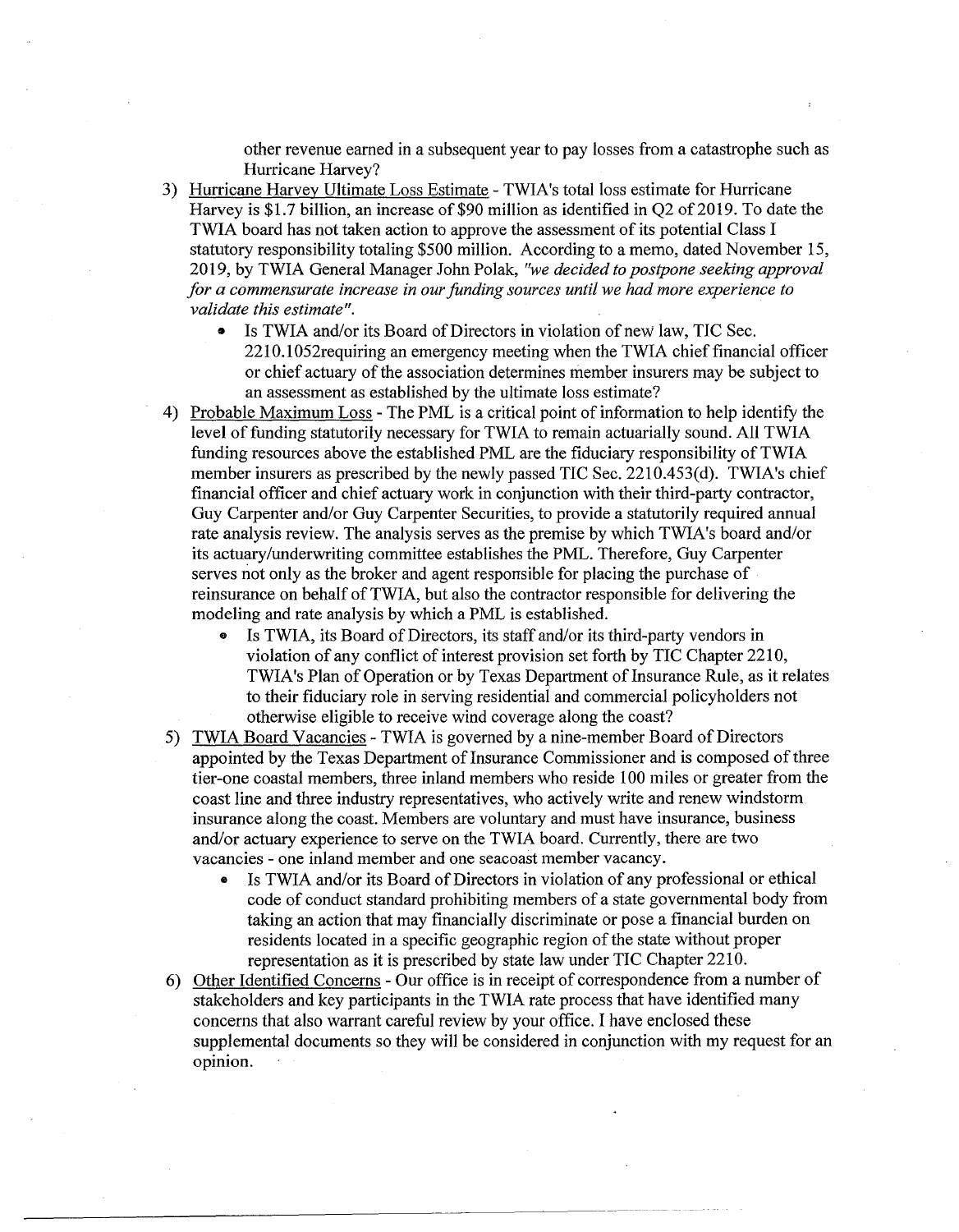other revenue earned in a subsequent year to pay losses from a catastrophe such as Hurricane Harvey?

3) <u>Hurricane Harvey Ultimate Loss Estimate</u> - TWIA's total loss estimate for Hurricane Harvey is $1.7 billion, an increase of $90 million as identified in Q2 of 2019. To date the TWIA board has not taken action to approve the assessment of its potential Class I statutory responsibility totaling $500 million. According to a memo, dated November 15, 2019, by TWIA General Manager John Polak, *"we decided to postpone seeking approval for a commensurate increase in our funding sources until we had more experience to validate this estimate".*
   - Is TWIA and/or its Board of Directors in violation of new law, TIC Sec. 2210.1052requiring an emergency meeting when the TWIA chief financial officer or chief actuary of the association determines member insurers may be subject to an assessment as established by the ultimate loss estimate?

4) <u>Probable Maximum Loss</u> - The PML is a critical point of information to help identify the level of funding statutorily necessary for TWIA to remain actuarially sound. All TWIA funding resources above the established PML are the fiduciary responsibility of TWIA member insurers as prescribed by the newly passed TIC Sec. 2210.453(d). TWIA's chief financial officer and chief actuary work in conjunction with their third-party contractor, Guy Carpenter and/or Guy Carpenter Securities, to provide a statutorily required annual rate analysis review. The analysis serves as the premise by which TWIA's board and/or its actuary/underwriting committee establishes the PML. Therefore, Guy Carpenter serves not only as the broker and agent responsible for placing the purchase of reinsurance on behalf of TWIA, but also the contractor responsible for delivering the modeling and rate analysis by which a PML is established.
   - Is TWIA, its Board of Directors, its staff and/or its third-party vendors in violation of any conflict of interest provision set forth by TIC Chapter 2210, TWIA's Plan of Operation or by Texas Department of Insurance Rule, as it relates to their fiduciary role in serving residential and commercial policyholders not otherwise eligible to receive wind coverage along the coast?

5) <u>TWIA Board Vacancies</u> - TWIA is governed by a nine-member Board of Directors appointed by the Texas Department of Insurance Commissioner and is composed of three tier-one coastal members, three inland members who reside 100 miles or greater from the coast line and three industry representatives, who actively write and renew windstorm insurance along the coast. Members are voluntary and must have insurance, business and/or actuary experience to serve on the TWIA board. Currently, there are two vacancies - one inland member and one seacoast member vacancy.
   - Is TWIA and/or its Board of Directors in violation of any professional or ethical code of conduct standard prohibiting members of a state governmental body from taking an action that may financially discriminate or pose a financial burden on residents located in a specific geographic region of the state without proper representation as it is prescribed by state law under TIC Chapter 2210.

6) <u>Other Identified Concerns</u> - Our office is in receipt of correspondence from a number of stakeholders and key participants in the TWIA rate process that have identified many concerns that also warrant careful review by your office. I have enclosed these supplemental documents so they will be considered in conjunction with my request for an opinion.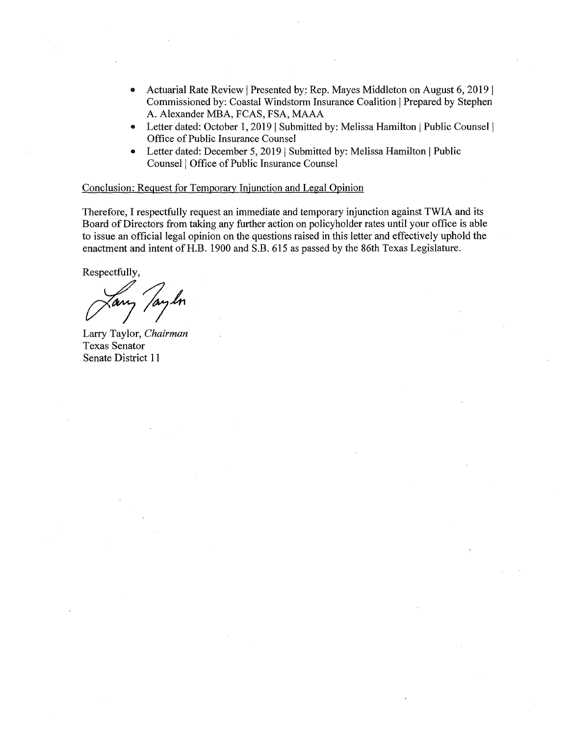- Actuarial Rate Review | Presented by: Rep. Mayes Middleton on August 6, 2019 | Commissioned by: Coastal Windstorm Insurance Coalition | Prepared by Stephen A. Alexander MBA, FCAS, FSA, MAAA
- Letter dated: October 1, 2019 | Submitted by: Melissa Hamilton | Public Counsel | Office of Public Insurance Counsel
- Letter dated: December 5, 2019 | Submitted by: Melissa Hamilton | Public Counsel | Office of Public Insurance Counsel

Conclusion: Request for Temporary Injunction and Legal Opinion

Therefore, I respectfully request an immediate and temporary injunction against TWIA and its Board of Directors from taking any further action on policyholder rates until your office is able to issue an official legal opinion on the questions raised in this letter and effectively uphold the enactment and intent of H.B. 1900 and S.B. 615 as passed by the 86th Texas Legislature.

Respectfully,

Larry Taylor, *Chairman*
Texas Senator
Senate District 11